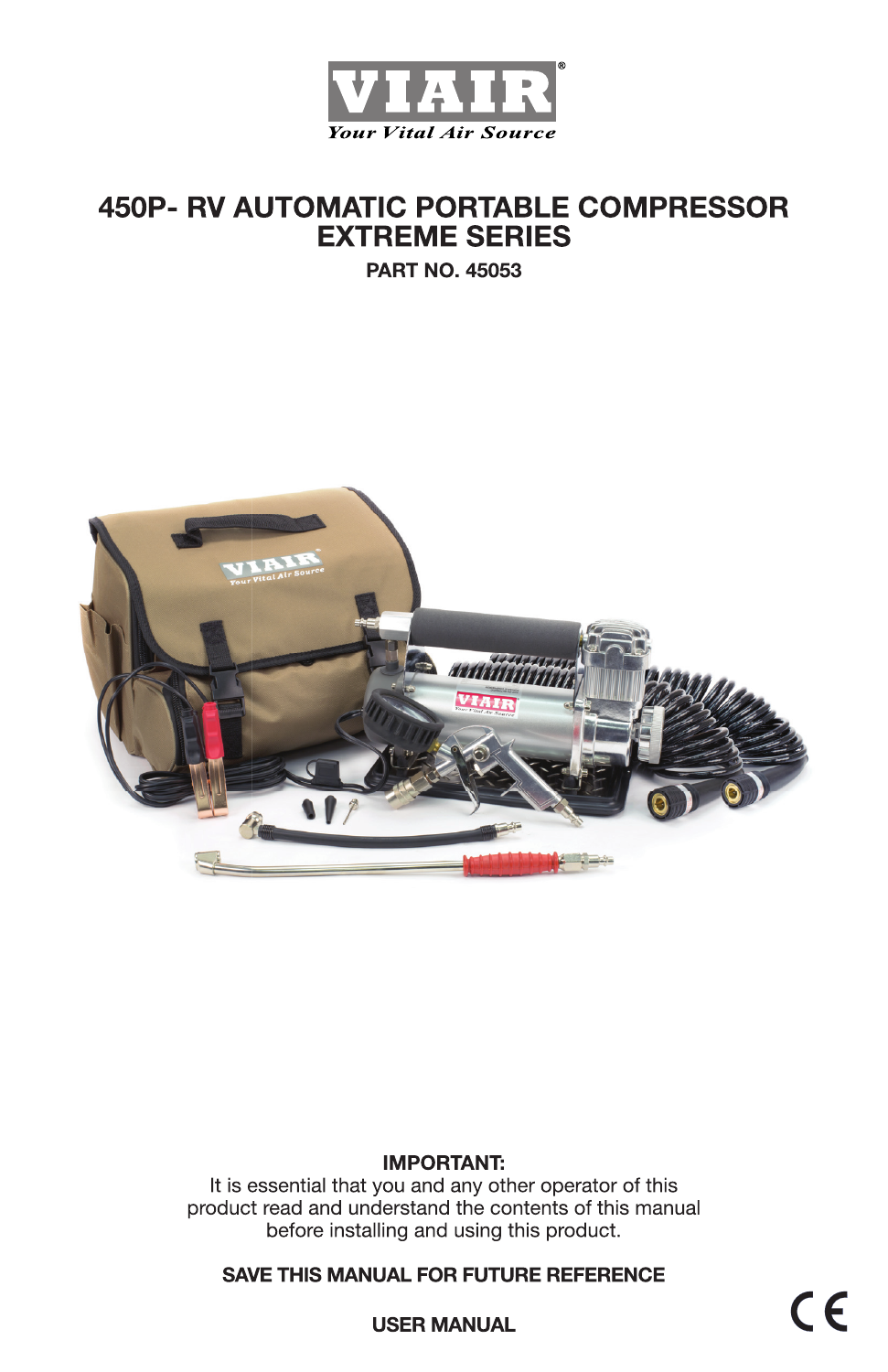**VIAIR®**
*Your Vital Air Source*

# 450P- RV AUTOMATIC PORTABLE COMPRESSOR EXTREME SERIES

**PART NO. 45053**

**IMPORTANT:**
It is essential that you and any other operator of this product read and understand the contents of this manual before installing and using this product.

**SAVE THIS MANUAL FOR FUTURE REFERENCE**

**USER MANUAL**

CE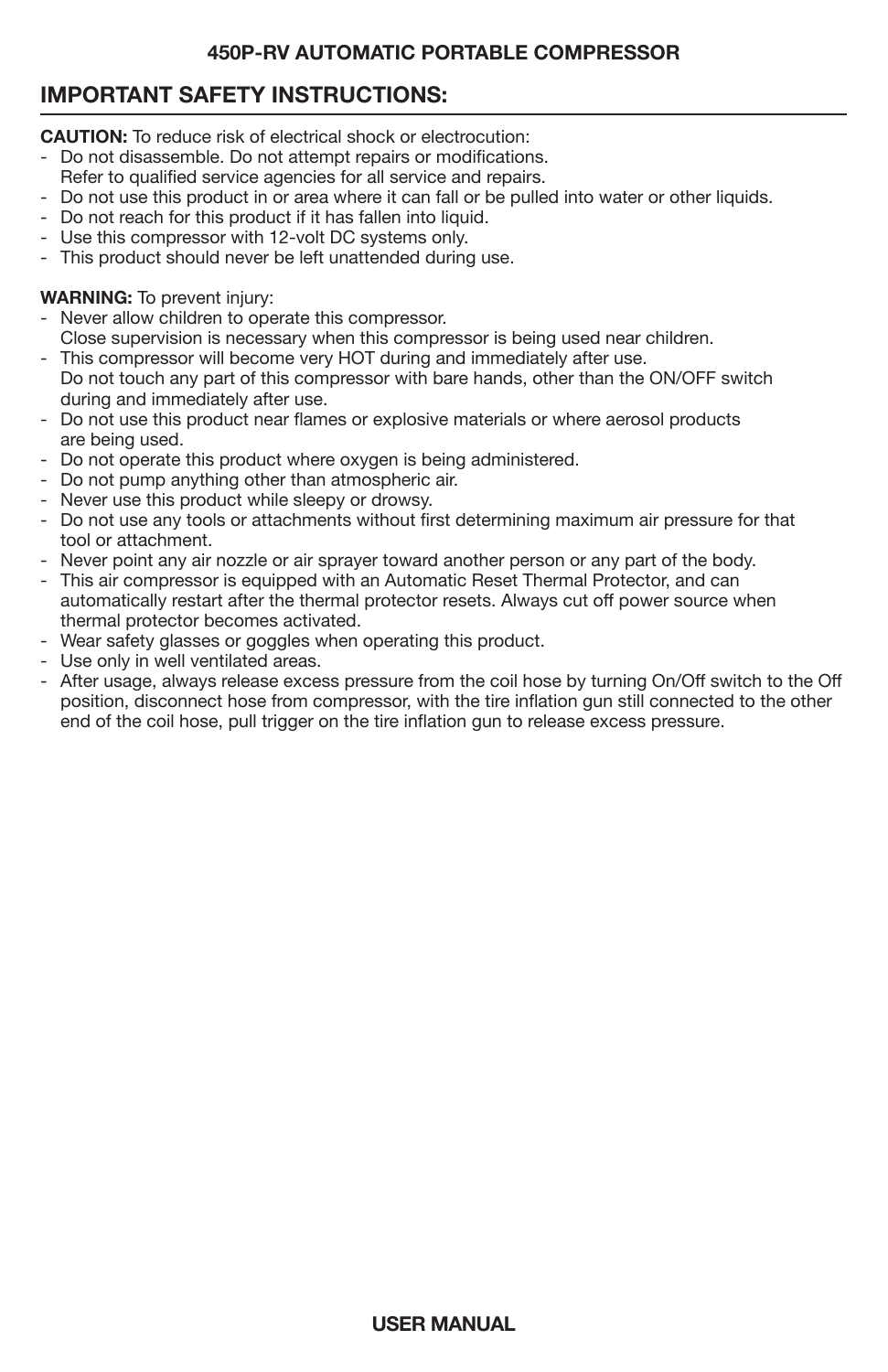## IMPORTANT SAFETY INSTRUCTIONS:

**CAUTION:** To reduce risk of electrical shock or electrocution:

- Do not disassemble. Do not attempt repairs or modifications. Refer to qualified service agencies for all service and repairs.
- Do not use this product in or area where it can fall or be pulled into water or other liquids.
- Do not reach for this product if it has fallen into liquid.
- Use this compressor with 12-volt DC systems only.
- This product should never be left unattended during use.

**WARNING:** To prevent injury:

- Never allow children to operate this compressor. Close supervision is necessary when this compressor is being used near children.
- This compressor will become very HOT during and immediately after use. Do not touch any part of this compressor with bare hands, other than the ON/OFF switch during and immediately after use.
- Do not use this product near flames or explosive materials or where aerosol products are being used.
- Do not operate this product where oxygen is being administered.
- Do not pump anything other than atmospheric air.
- Never use this product while sleepy or drowsy.
- Do not use any tools or attachments without first determining maximum air pressure for that tool or attachment.
- Never point any air nozzle or air sprayer toward another person or any part of the body.
- This air compressor is equipped with an Automatic Reset Thermal Protector, and can automatically restart after the thermal protector resets. Always cut off power source when thermal protector becomes activated.
- Wear safety glasses or goggles when operating this product.
- Use only in well ventilated areas.
- After usage, always release excess pressure from the coil hose by turning On/Off switch to the Off position, disconnect hose from compressor, with the tire inflation gun still connected to the other end of the coil hose, pull trigger on the tire inflation gun to release excess pressure.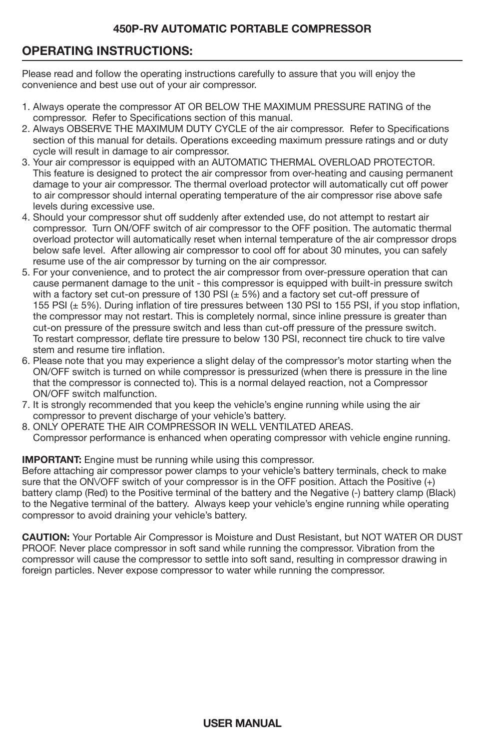# 450P-RV AUTOMATIC PORTABLE COMPRESSOR

## OPERATING INSTRUCTIONS:

Please read and follow the operating instructions carefully to assure that you will enjoy the convenience and best use out of your air compressor.

1. Always operate the compressor AT OR BELOW THE MAXIMUM PRESSURE RATING of the compressor. Refer to Specifications section of this manual.
2. Always OBSERVE THE MAXIMUM DUTY CYCLE of the air compressor. Refer to Specifications section of this manual for details. Operations exceeding maximum pressure ratings and or duty cycle will result in damage to air compressor.
3. Your air compressor is equipped with an AUTOMATIC THERMAL OVERLOAD PROTECTOR. This feature is designed to protect the air compressor from over-heating and causing permanent damage to your air compressor. The thermal overload protector will automatically cut off power to air compressor should internal operating temperature of the air compressor rise above safe levels during excessive use.
4. Should your compressor shut off suddenly after extended use, do not attempt to restart air compressor. Turn ON/OFF switch of air compressor to the OFF position. The automatic thermal overload protector will automatically reset when internal temperature of the air compressor drops below safe level. After allowing air compressor to cool off for about 30 minutes, you can safely resume use of the air compressor by turning on the air compressor.
5. For your convenience, and to protect the air compressor from over-pressure operation that can cause permanent damage to the unit - this compressor is equipped with built-in pressure switch with a factory set cut-on pressure of 130 PSI (± 5%) and a factory set cut-off pressure of 155 PSI (± 5%). During inflation of tire pressures between 130 PSI to 155 PSI, if you stop inflation, the compressor may not restart. This is completely normal, since inline pressure is greater than cut-on pressure of the pressure switch and less than cut-off pressure of the pressure switch. To restart compressor, deflate tire pressure to below 130 PSI, reconnect tire chuck to tire valve stem and resume tire inflation.
6. Please note that you may experience a slight delay of the compressor's motor starting when the ON/OFF switch is turned on while compressor is pressurized (when there is pressure in the line that the compressor is connected to). This is a normal delayed reaction, not a Compressor ON/OFF switch malfunction.
7. It is strongly recommended that you keep the vehicle's engine running while using the air compressor to prevent discharge of your vehicle's battery.
8. ONLY OPERATE THE AIR COMPRESSOR IN WELL VENTILATED AREAS. Compressor performance is enhanced when operating compressor with vehicle engine running.

**IMPORTANT:** Engine must be running while using this compressor.
Before attaching air compressor power clamps to your vehicle's battery terminals, check to make sure that the ON\/OFF switch of your compressor is in the OFF position. Attach the Positive (+) battery clamp (Red) to the Positive terminal of the battery and the Negative (-) battery clamp (Black) to the Negative terminal of the battery. Always keep your vehicle's engine running while operating compressor to avoid draining your vehicle's battery.

**CAUTION:** Your Portable Air Compressor is Moisture and Dust Resistant, but NOT WATER OR DUST PROOF. Never place compressor in soft sand while running the compressor. Vibration from the compressor will cause the compressor to settle into soft sand, resulting in compressor drawing in foreign particles. Never expose compressor to water while running the compressor.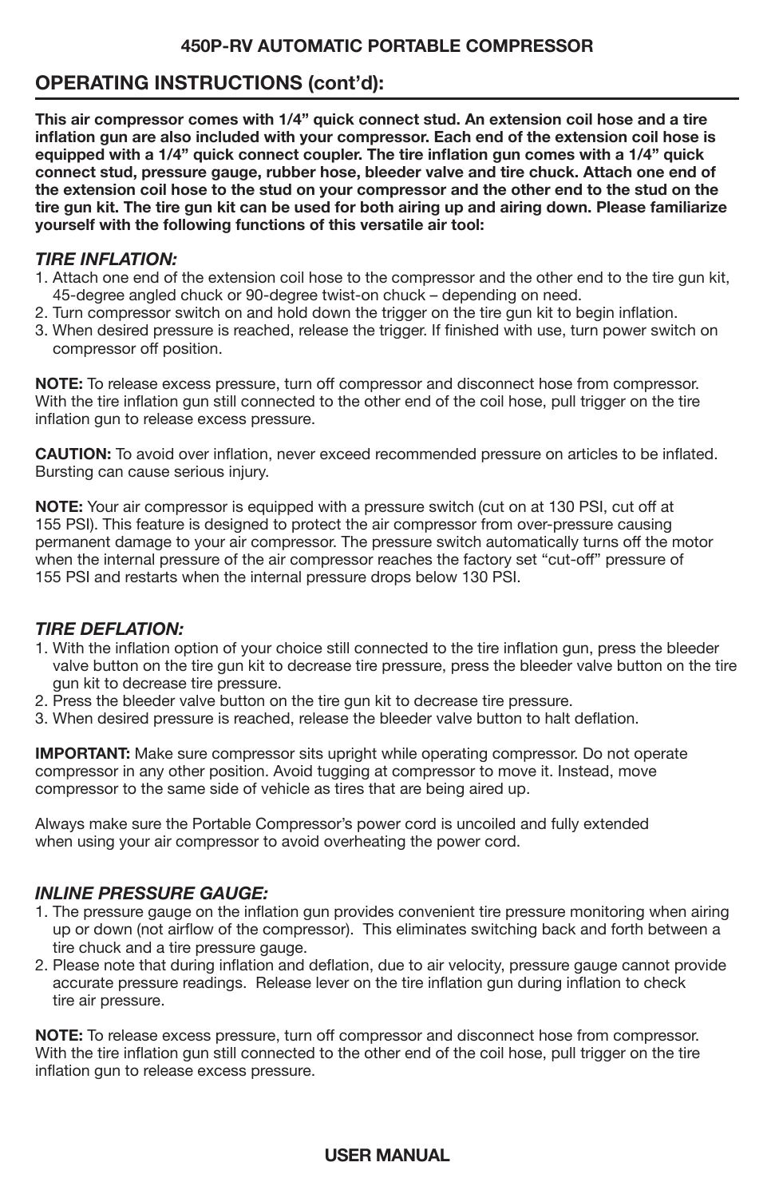## OPERATING INSTRUCTIONS (cont'd):

**This air compressor comes with 1/4" quick connect stud. An extension coil hose and a tire inflation gun are also included with your compressor. Each end of the extension coil hose is equipped with a 1/4" quick connect coupler. The tire inflation gun comes with a 1/4" quick connect stud, pressure gauge, rubber hose, bleeder valve and tire chuck. Attach one end of the extension coil hose to the stud on your compressor and the other end to the stud on the tire gun kit. The tire gun kit can be used for both airing up and airing down. Please familiarize yourself with the following functions of this versatile air tool:**

### *TIRE INFLATION:*

1. Attach one end of the extension coil hose to the compressor and the other end to the tire gun kit, 45-degree angled chuck or 90-degree twist-on chuck – depending on need.
2. Turn compressor switch on and hold down the trigger on the tire gun kit to begin inflation.
3. When desired pressure is reached, release the trigger. If finished with use, turn power switch on compressor off position.

**NOTE:** To release excess pressure, turn off compressor and disconnect hose from compressor. With the tire inflation gun still connected to the other end of the coil hose, pull trigger on the tire inflation gun to release excess pressure.

**CAUTION:** To avoid over inflation, never exceed recommended pressure on articles to be inflated. Bursting can cause serious injury.

**NOTE:** Your air compressor is equipped with a pressure switch (cut on at 130 PSI, cut off at 155 PSI). This feature is designed to protect the air compressor from over-pressure causing permanent damage to your air compressor. The pressure switch automatically turns off the motor when the internal pressure of the air compressor reaches the factory set "cut-off" pressure of 155 PSI and restarts when the internal pressure drops below 130 PSI.

### *TIRE DEFLATION:*

1. With the inflation option of your choice still connected to the tire inflation gun, press the bleeder valve button on the tire gun kit to decrease tire pressure, press the bleeder valve button on the tire gun kit to decrease tire pressure.
2. Press the bleeder valve button on the tire gun kit to decrease tire pressure.
3. When desired pressure is reached, release the bleeder valve button to halt deflation.

**IMPORTANT:** Make sure compressor sits upright while operating compressor. Do not operate compressor in any other position. Avoid tugging at compressor to move it. Instead, move compressor to the same side of vehicle as tires that are being aired up.

Always make sure the Portable Compressor's power cord is uncoiled and fully extended when using your air compressor to avoid overheating the power cord.

### *INLINE PRESSURE GAUGE:*

1. The pressure gauge on the inflation gun provides convenient tire pressure monitoring when airing up or down (not airflow of the compressor). This eliminates switching back and forth between a tire chuck and a tire pressure gauge.
2. Please note that during inflation and deflation, due to air velocity, pressure gauge cannot provide accurate pressure readings. Release lever on the tire inflation gun during inflation to check tire air pressure.

**NOTE:** To release excess pressure, turn off compressor and disconnect hose from compressor. With the tire inflation gun still connected to the other end of the coil hose, pull trigger on the tire inflation gun to release excess pressure.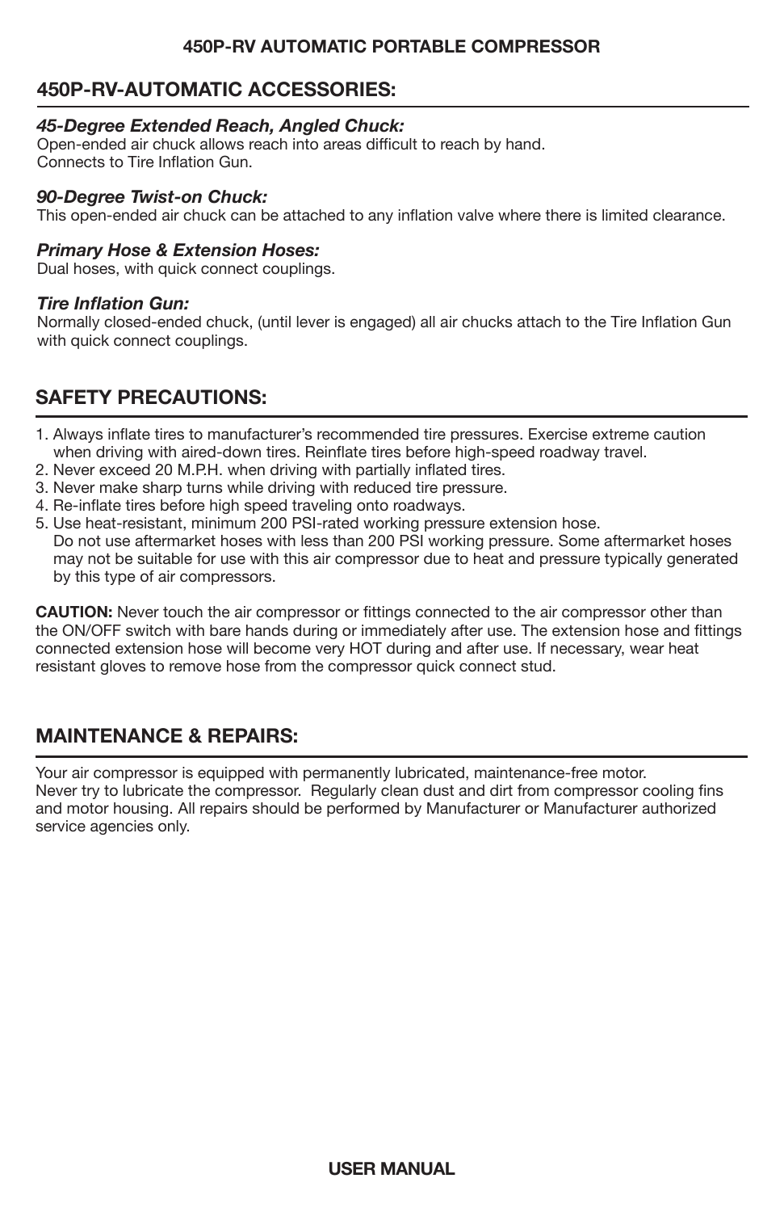## 450P-RV-AUTOMATIC ACCESSORIES:

***45-Degree Extended Reach, Angled Chuck:***
Open-ended air chuck allows reach into areas difficult to reach by hand.
Connects to Tire Inflation Gun.

***90-Degree Twist-on Chuck:***
This open-ended air chuck can be attached to any inflation valve where there is limited clearance.

***Primary Hose & Extension Hoses:***
Dual hoses, with quick connect couplings.

***Tire Inflation Gun:***
Normally closed-ended chuck, (until lever is engaged) all air chucks attach to the Tire Inflation Gun with quick connect couplings.

## SAFETY PRECAUTIONS:

1. Always inflate tires to manufacturer's recommended tire pressures. Exercise extreme caution when driving with aired-down tires. Reinflate tires before high-speed roadway travel.
2. Never exceed 20 M.P.H. when driving with partially inflated tires.
3. Never make sharp turns while driving with reduced tire pressure.
4. Re-inflate tires before high speed traveling onto roadways.
5. Use heat-resistant, minimum 200 PSI-rated working pressure extension hose.
   Do not use aftermarket hoses with less than 200 PSI working pressure. Some aftermarket hoses may not be suitable for use with this air compressor due to heat and pressure typically generated by this type of air compressors.

**CAUTION:** Never touch the air compressor or fittings connected to the air compressor other than the ON/OFF switch with bare hands during or immediately after use. The extension hose and fittings connected extension hose will become very HOT during and after use. If necessary, wear heat resistant gloves to remove hose from the compressor quick connect stud.

## MAINTENANCE & REPAIRS:

Your air compressor is equipped with permanently lubricated, maintenance-free motor.
Never try to lubricate the compressor. Regularly clean dust and dirt from compressor cooling fins and motor housing. All repairs should be performed by Manufacturer or Manufacturer authorized service agencies only.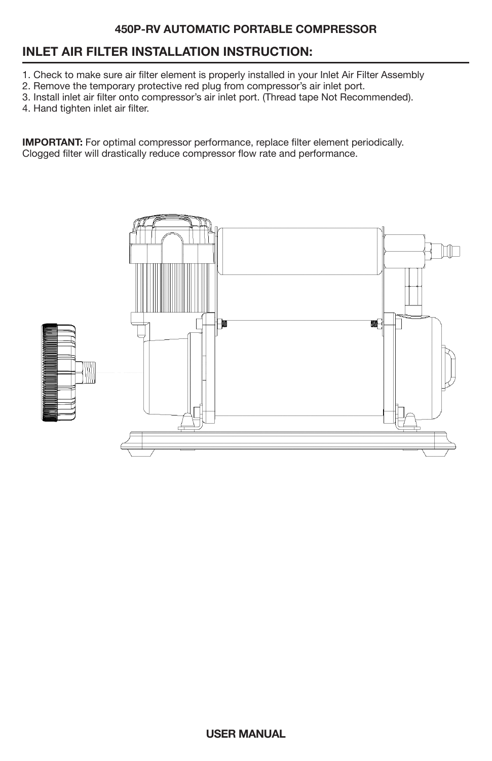## INLET AIR FILTER INSTALLATION INSTRUCTION:

1. Check to make sure air filter element is properly installed in your Inlet Air Filter Assembly
2. Remove the temporary protective red plug from compressor's air inlet port.
3. Install inlet air filter onto compressor's air inlet port. (Thread tape Not Recommended).
4. Hand tighten inlet air filter.

**IMPORTANT:** For optimal compressor performance, replace filter element periodically. Clogged filter will drastically reduce compressor flow rate and performance.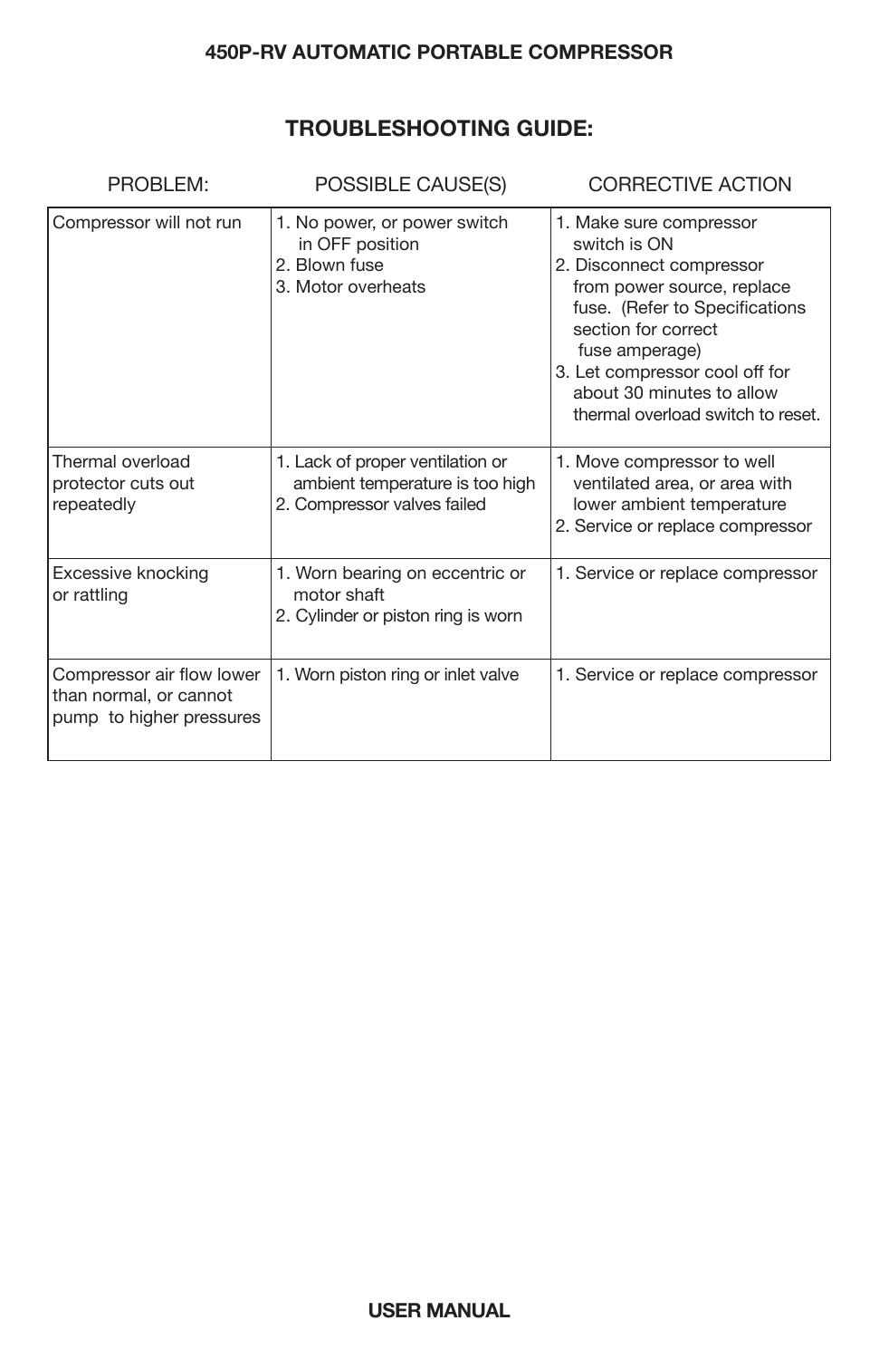## TROUBLESHOOTING GUIDE:

| PROBLEM: | POSSIBLE CAUSE(S) | CORRECTIVE ACTION |
|---|---|---|
| Compressor will not run | 1. No power, or power switch in OFF position<br>2. Blown fuse<br>3. Motor overheats | 1. Make sure compressor switch is ON<br>2. Disconnect compressor from power source, replace fuse. (Refer to Specifications section for correct fuse amperage)<br>3. Let compressor cool off for about 30 minutes to allow thermal overload switch to reset. |
| Thermal overload protector cuts out repeatedly | 1. Lack of proper ventilation or ambient temperature is too high<br>2. Compressor valves failed | 1. Move compressor to well ventilated area, or area with lower ambient temperature<br>2. Service or replace compressor |
| Excessive knocking or rattling | 1. Worn bearing on eccentric or motor shaft<br>2. Cylinder or piston ring is worn | 1. Service or replace compressor |
| Compressor air flow lower than normal, or cannot pump to higher pressures | 1. Worn piston ring or inlet valve | 1. Service or replace compressor |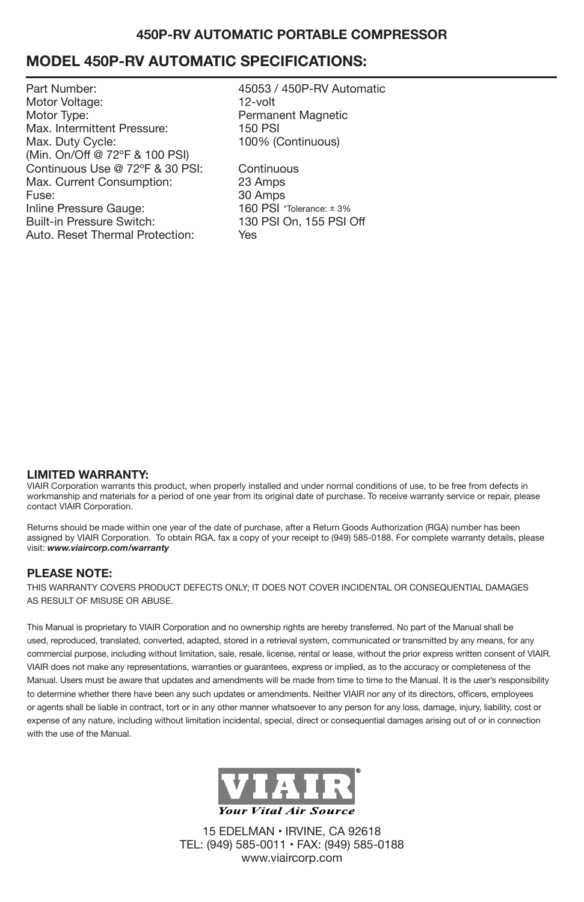## 450P-RV AUTOMATIC PORTABLE COMPRESSOR

# MODEL 450P-RV AUTOMATIC SPECIFICATIONS:

| | |
|---|---|
| Part Number: | 45053 / 450P-RV Automatic |
| Motor Voltage: | 12-volt |
| Motor Type: | Permanent Magnetic |
| Max. Intermittent Pressure: | 150 PSI |
| Max. Duty Cycle: (Min. On/Off @ 72ºF & 100 PSI) | 100% (Continuous) |
| Continuous Use @ 72ºF & 30 PSI: | Continuous |
| Max. Current Consumption: | 23 Amps |
| Fuse: | 30 Amps |
| Inline Pressure Gauge: | 160 PSI *Tolerance: ± 3% |
| Built-in Pressure Switch: | 130 PSI On, 155 PSI Off |
| Auto. Reset Thermal Protection: | Yes |

**LIMITED WARRANTY:**

VIAIR Corporation warrants this product, when properly installed and under normal conditions of use, to be free from defects in workmanship and materials for a period of one year from its original date of purchase. To receive warranty service or repair, please contact VIAIR Corporation.

Returns should be made within one year of the date of purchase, after a Return Goods Authorization (RGA) number has been assigned by VIAIR Corporation. To obtain RGA, fax a copy of your receipt to (949) 585-0188. For complete warranty details, please visit: ***www.viaircorp.com/warranty***

**PLEASE NOTE:**

THIS WARRANTY COVERS PRODUCT DEFECTS ONLY; IT DOES NOT COVER INCIDENTAL OR CONSEQUENTIAL DAMAGES AS RESULT OF MISUSE OR ABUSE.

This Manual is proprietary to VIAIR Corporation and no ownership rights are hereby transferred. No part of the Manual shall be used, reproduced, translated, converted, adapted, stored in a retrieval system, communicated or transmitted by any means, for any commercial purpose, including without limitation, sale, resale, license, rental or lease, without the prior express written consent of VIAIR. VIAIR does not make any representations, warranties or guarantees, express or implied, as to the accuracy or completeness of the Manual. Users must be aware that updates and amendments will be made from time to time to the Manual. It is the user's responsibility to determine whether there have been any such updates or amendments. Neither VIAIR nor any of its directors, officers, employees or agents shall be liable in contract, tort or in any other manner whatsoever to any person for any loss, damage, injury, liability, cost or expense of any nature, including without limitation incidental, special, direct or consequential damages arising out of or in connection with the use of the Manual.

VIAIR®
*Your Vital Air Source*

15 EDELMAN • IRVINE, CA 92618
TEL: (949) 585-0011 • FAX: (949) 585-0188
www.viaircorp.com